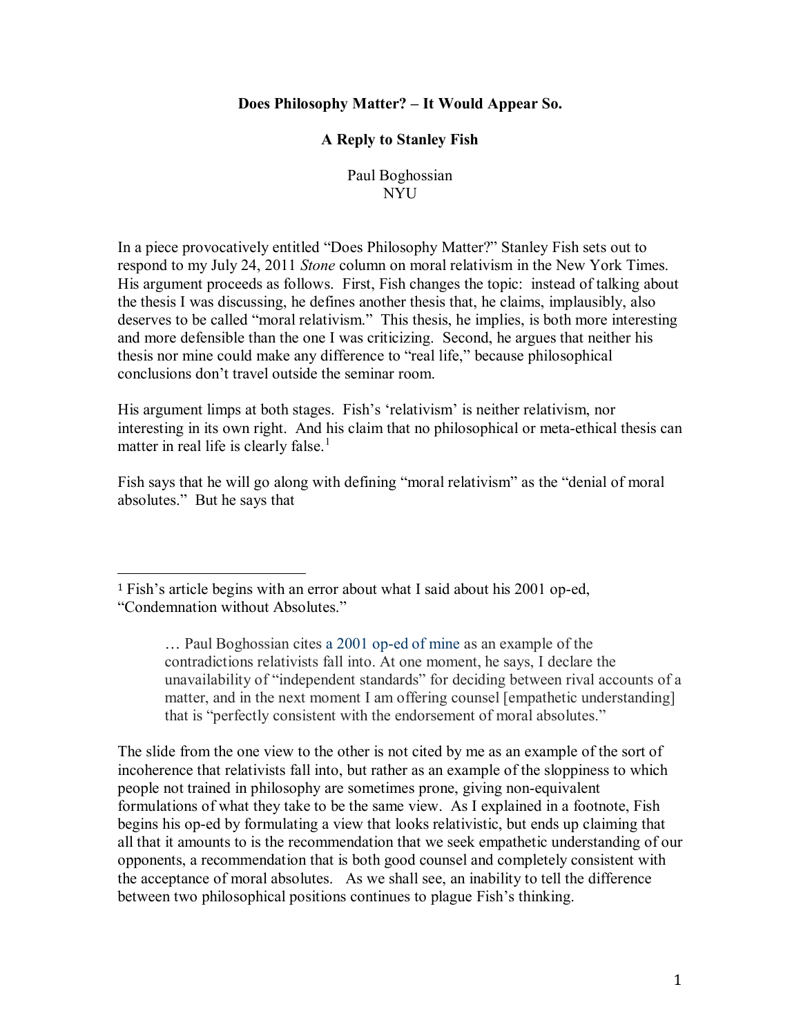**Does Philosophy Matter? – It Would Appear So.**

**A Reply to Stanley Fish**

Paul Boghossian
NYU

In a piece provocatively entitled "Does Philosophy Matter?" Stanley Fish sets out to respond to my July 24, 2011 *Stone* column on moral relativism in the New York Times. His argument proceeds as follows. First, Fish changes the topic: instead of talking about the thesis I was discussing, he defines another thesis that, he claims, implausibly, also deserves to be called "moral relativism." This thesis, he implies, is both more interesting and more defensible than the one I was criticizing. Second, he argues that neither his thesis nor mine could make any difference to "real life," because philosophical conclusions don't travel outside the seminar room.

His argument limps at both stages. Fish's 'relativism' is neither relativism, nor interesting in its own right. And his claim that no philosophical or meta-ethical thesis can matter in real life is clearly false.[1]

Fish says that he will go along with defining "moral relativism" as the "denial of moral absolutes." But he says that

---

[1] Fish's article begins with an error about what I said about his 2001 op-ed, "Condemnation without Absolutes."

> … Paul Boghossian cites a 2001 op-ed of mine as an example of the contradictions relativists fall into. At one moment, he says, I declare the unavailability of "independent standards" for deciding between rival accounts of a matter, and in the next moment I am offering counsel [empathetic understanding] that is "perfectly consistent with the endorsement of moral absolutes."

The slide from the one view to the other is not cited by me as an example of the sort of incoherence that relativists fall into, but rather as an example of the sloppiness to which people not trained in philosophy are sometimes prone, giving non-equivalent formulations of what they take to be the same view. As I explained in a footnote, Fish begins his op-ed by formulating a view that looks relativistic, but ends up claiming that all that it amounts to is the recommendation that we seek empathetic understanding of our opponents, a recommendation that is both good counsel and completely consistent with the acceptance of moral absolutes. As we shall see, an inability to tell the difference between two philosophical positions continues to plague Fish's thinking.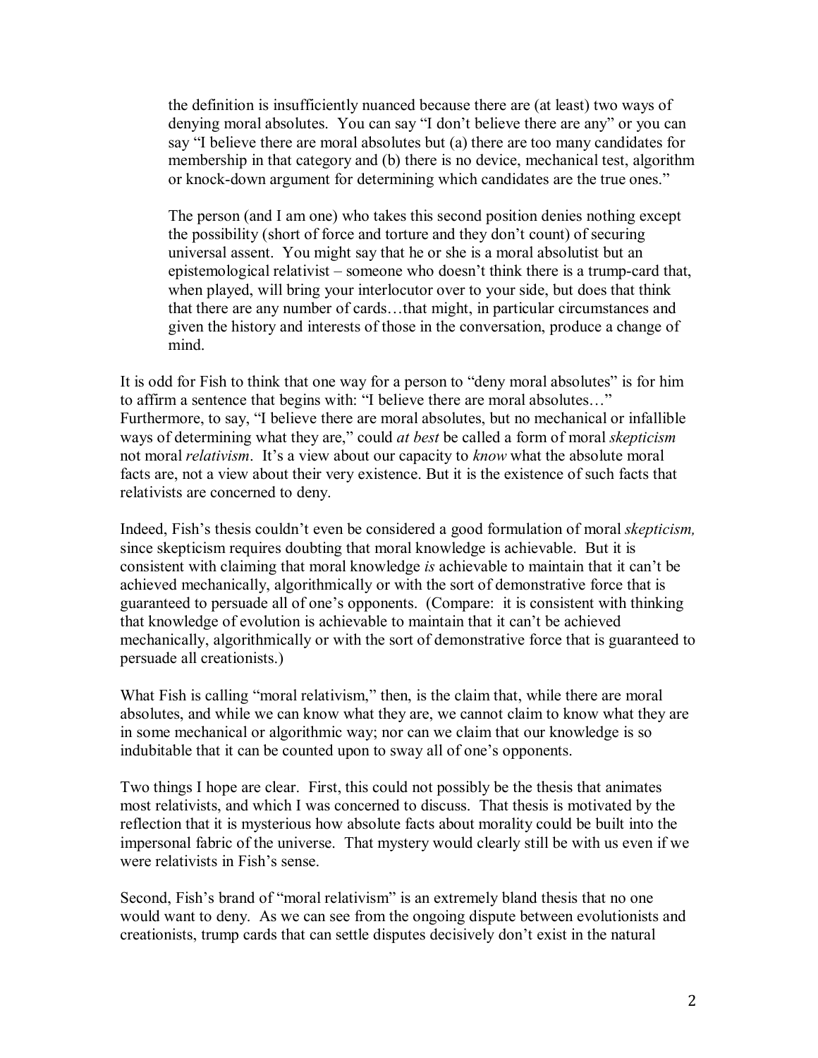> the definition is insufficiently nuanced because there are (at least) two ways of denying moral absolutes. You can say "I don't believe there are any" or you can say "I believe there are moral absolutes but (a) there are too many candidates for membership in that category and (b) there is no device, mechanical test, algorithm or knock-down argument for determining which candidates are the true ones."
>
> The person (and I am one) who takes this second position denies nothing except the possibility (short of force and torture and they don't count) of securing universal assent. You might say that he or she is a moral absolutist but an epistemological relativist – someone who doesn't think there is a trump-card that, when played, will bring your interlocutor over to your side, but does that think that there are any number of cards…that might, in particular circumstances and given the history and interests of those in the conversation, produce a change of mind.

It is odd for Fish to think that one way for a person to "deny moral absolutes" is for him to affirm a sentence that begins with: "I believe there are moral absolutes…" Furthermore, to say, "I believe there are moral absolutes, but no mechanical or infallible ways of determining what they are," could *at best* be called a form of moral *skepticism* not moral *relativism*. It's a view about our capacity to *know* what the absolute moral facts are, not a view about their very existence. But it is the existence of such facts that relativists are concerned to deny.

Indeed, Fish's thesis couldn't even be considered a good formulation of moral *skepticism,* since skepticism requires doubting that moral knowledge is achievable. But it is consistent with claiming that moral knowledge *is* achievable to maintain that it can't be achieved mechanically, algorithmically or with the sort of demonstrative force that is guaranteed to persuade all of one's opponents. (Compare: it is consistent with thinking that knowledge of evolution is achievable to maintain that it can't be achieved mechanically, algorithmically or with the sort of demonstrative force that is guaranteed to persuade all creationists.)

What Fish is calling "moral relativism," then, is the claim that, while there are moral absolutes, and while we can know what they are, we cannot claim to know what they are in some mechanical or algorithmic way; nor can we claim that our knowledge is so indubitable that it can be counted upon to sway all of one's opponents.

Two things I hope are clear. First, this could not possibly be the thesis that animates most relativists, and which I was concerned to discuss. That thesis is motivated by the reflection that it is mysterious how absolute facts about morality could be built into the impersonal fabric of the universe. That mystery would clearly still be with us even if we were relativists in Fish's sense.

Second, Fish's brand of "moral relativism" is an extremely bland thesis that no one would want to deny. As we can see from the ongoing dispute between evolutionists and creationists, trump cards that can settle disputes decisively don't exist in the natural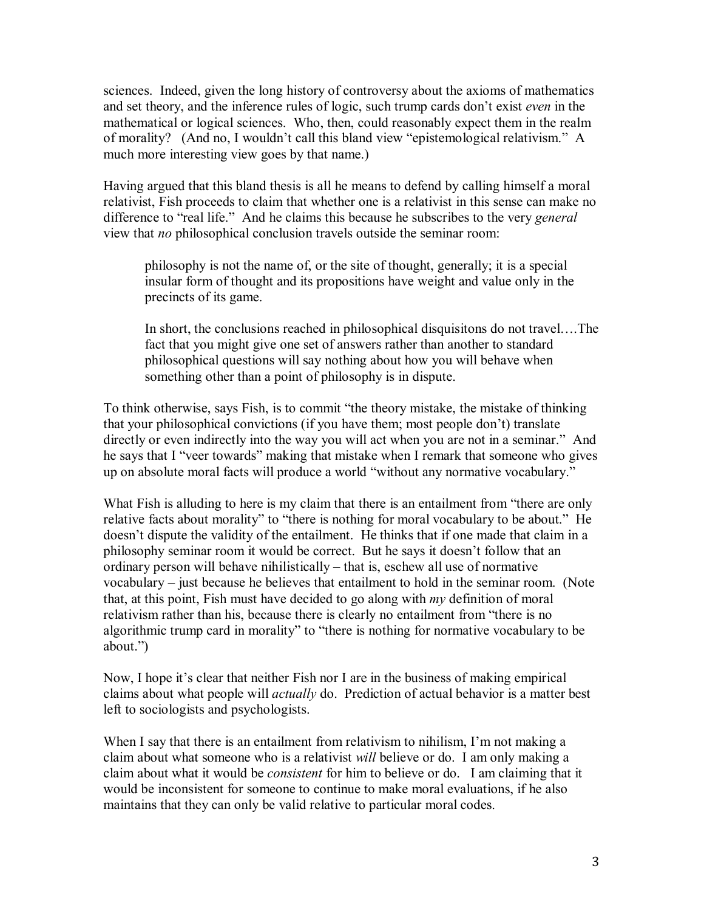sciences. Indeed, given the long history of controversy about the axioms of mathematics and set theory, and the inference rules of logic, such trump cards don't exist *even* in the mathematical or logical sciences. Who, then, could reasonably expect them in the realm of morality? (And no, I wouldn't call this bland view "epistemological relativism." A much more interesting view goes by that name.)

Having argued that this bland thesis is all he means to defend by calling himself a moral relativist, Fish proceeds to claim that whether one is a relativist in this sense can make no difference to "real life." And he claims this because he subscribes to the very *general* view that *no* philosophical conclusion travels outside the seminar room:

> philosophy is not the name of, or the site of thought, generally; it is a special insular form of thought and its propositions have weight and value only in the precincts of its game.
>
> In short, the conclusions reached in philosophical disquisitons do not travel….The fact that you might give one set of answers rather than another to standard philosophical questions will say nothing about how you will behave when something other than a point of philosophy is in dispute.

To think otherwise, says Fish, is to commit "the theory mistake, the mistake of thinking that your philosophical convictions (if you have them; most people don't) translate directly or even indirectly into the way you will act when you are not in a seminar." And he says that I "veer towards" making that mistake when I remark that someone who gives up on absolute moral facts will produce a world "without any normative vocabulary."

What Fish is alluding to here is my claim that there is an entailment from "there are only relative facts about morality" to "there is nothing for moral vocabulary to be about." He doesn't dispute the validity of the entailment. He thinks that if one made that claim in a philosophy seminar room it would be correct. But he says it doesn't follow that an ordinary person will behave nihilistically – that is, eschew all use of normative vocabulary – just because he believes that entailment to hold in the seminar room. (Note that, at this point, Fish must have decided to go along with *my* definition of moral relativism rather than his, because there is clearly no entailment from "there is no algorithmic trump card in morality" to "there is nothing for normative vocabulary to be about.")

Now, I hope it's clear that neither Fish nor I are in the business of making empirical claims about what people will *actually* do. Prediction of actual behavior is a matter best left to sociologists and psychologists.

When I say that there is an entailment from relativism to nihilism, I'm not making a claim about what someone who is a relativist *will* believe or do. I am only making a claim about what it would be *consistent* for him to believe or do. I am claiming that it would be inconsistent for someone to continue to make moral evaluations, if he also maintains that they can only be valid relative to particular moral codes.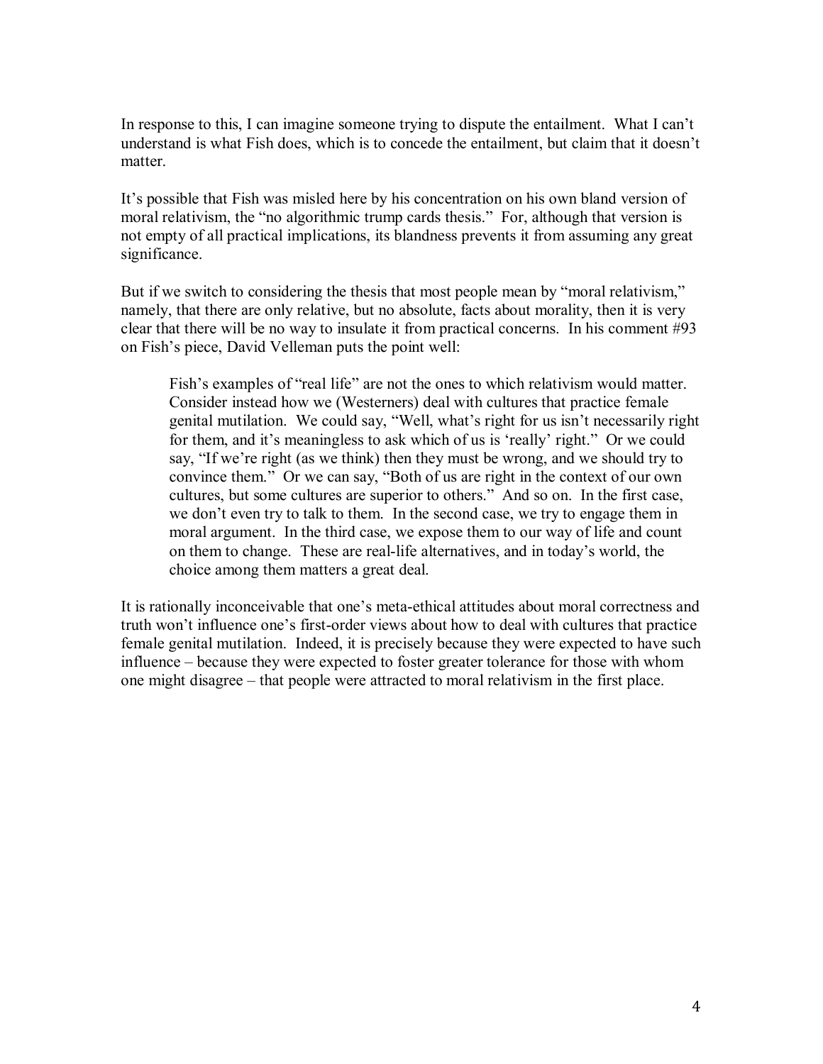In response to this, I can imagine someone trying to dispute the entailment. What I can't understand is what Fish does, which is to concede the entailment, but claim that it doesn't matter.

It's possible that Fish was misled here by his concentration on his own bland version of moral relativism, the "no algorithmic trump cards thesis." For, although that version is not empty of all practical implications, its blandness prevents it from assuming any great significance.

But if we switch to considering the thesis that most people mean by "moral relativism," namely, that there are only relative, but no absolute, facts about morality, then it is very clear that there will be no way to insulate it from practical concerns. In his comment #93 on Fish's piece, David Velleman puts the point well:

> Fish's examples of "real life" are not the ones to which relativism would matter. Consider instead how we (Westerners) deal with cultures that practice female genital mutilation. We could say, "Well, what's right for us isn't necessarily right for them, and it's meaningless to ask which of us is 'really' right." Or we could say, "If we're right (as we think) then they must be wrong, and we should try to convince them." Or we can say, "Both of us are right in the context of our own cultures, but some cultures are superior to others." And so on. In the first case, we don't even try to talk to them. In the second case, we try to engage them in moral argument. In the third case, we expose them to our way of life and count on them to change. These are real-life alternatives, and in today's world, the choice among them matters a great deal.

It is rationally inconceivable that one's meta-ethical attitudes about moral correctness and truth won't influence one's first-order views about how to deal with cultures that practice female genital mutilation. Indeed, it is precisely because they were expected to have such influence – because they were expected to foster greater tolerance for those with whom one might disagree – that people were attracted to moral relativism in the first place.